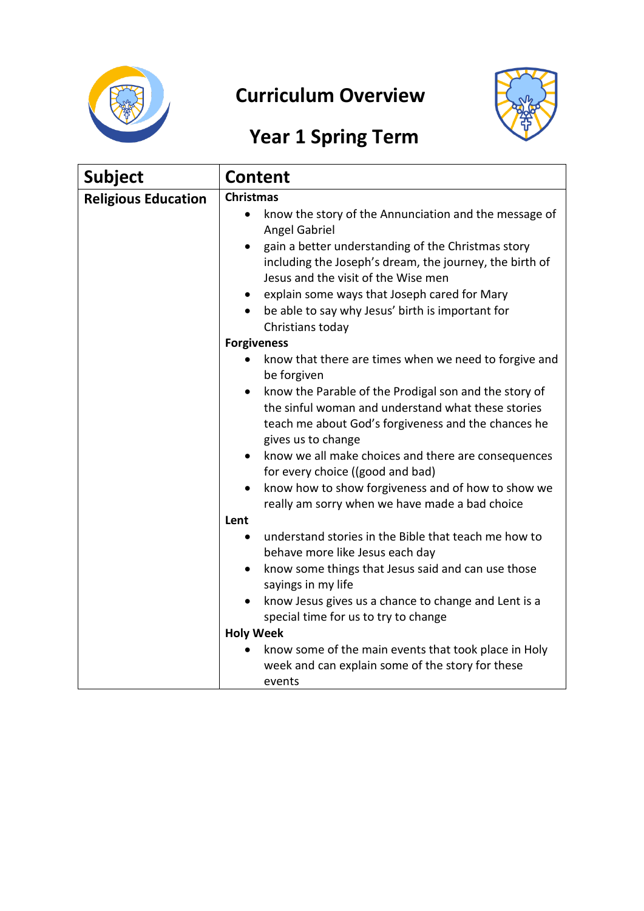# Curriculum Overview

## Year 1 Spring Term

| Subject | Content |
|---|---|
| **Religious Education** | **Christmas**<br>• know the story of the Annunciation and the message of Angel Gabriel<br>• gain a better understanding of the Christmas story including the Joseph's dream, the journey, the birth of Jesus and the visit of the Wise men<br>• explain some ways that Joseph cared for Mary<br>• be able to say why Jesus' birth is important for Christians today<br>**Forgiveness**<br>• know that there are times when we need to forgive and be forgiven<br>• know the Parable of the Prodigal son and the story of the sinful woman and understand what these stories teach me about God's forgiveness and the chances he gives us to change<br>• know we all make choices and there are consequences for every choice ((good and bad)<br>• know how to show forgiveness and of how to show we really am sorry when we have made a bad choice<br>**Lent**<br>• understand stories in the Bible that teach me how to behave more like Jesus each day<br>• know some things that Jesus said and can use those sayings in my life<br>• know Jesus gives us a chance to change and Lent is a special time for us to try to change<br>**Holy Week**<br>• know some of the main events that took place in Holy week and can explain some of the story for these events |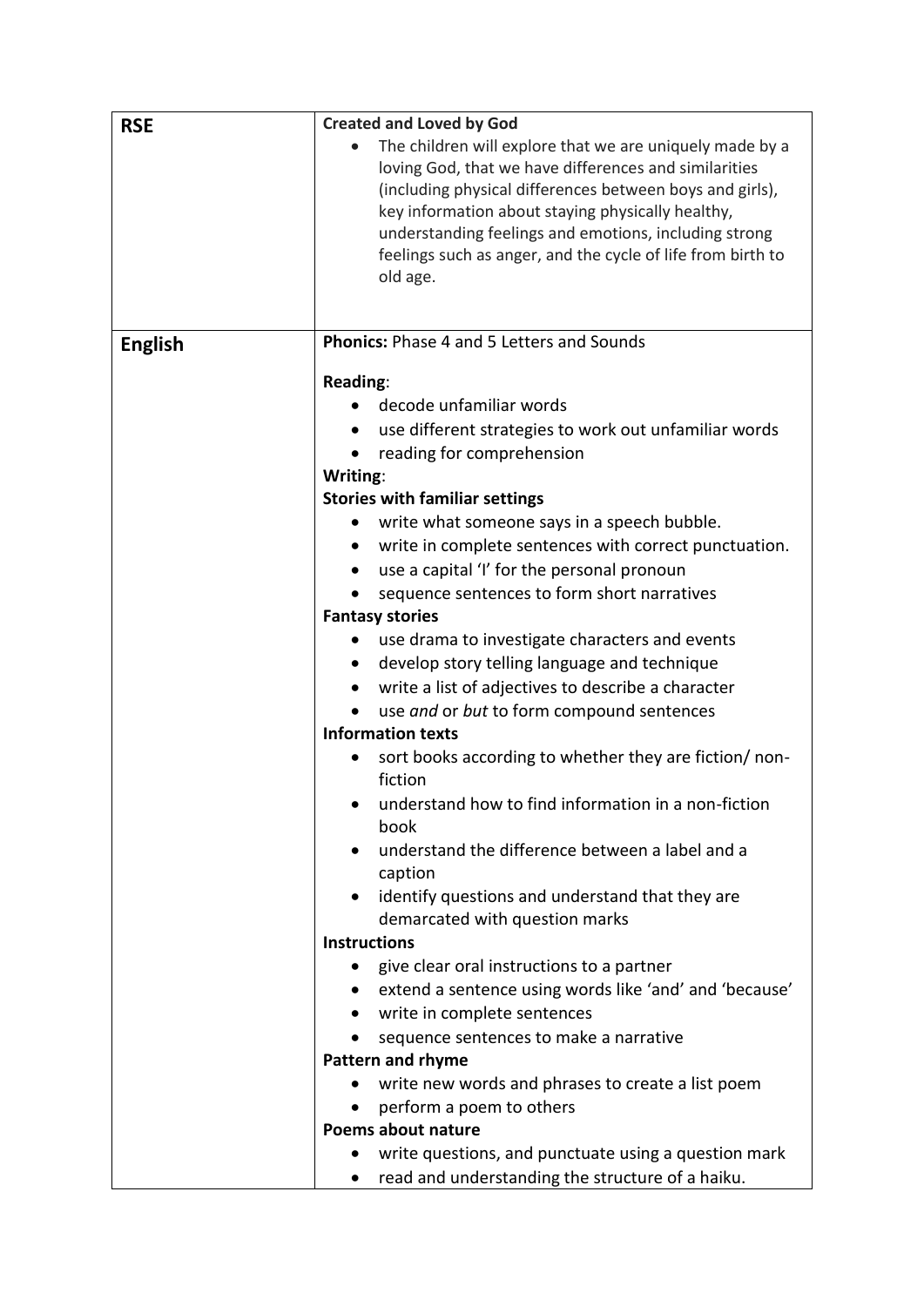| | |
|---|---|
| **RSE** | **Created and Loved by God**<br>• The children will explore that we are uniquely made by a loving God, that we have differences and similarities (including physical differences between boys and girls), key information about staying physically healthy, understanding feelings and emotions, including strong feelings such as anger, and the cycle of life from birth to old age. |
| **English** | **Phonics:** Phase 4 and 5 Letters and Sounds<br><br>**Reading**:<br>• decode unfamiliar words<br>• use different strategies to work out unfamiliar words<br>• reading for comprehension<br>**Writing**:<br>**Stories with familiar settings**<br>• write what someone says in a speech bubble.<br>• write in complete sentences with correct punctuation.<br>• use a capital 'I' for the personal pronoun<br>• sequence sentences to form short narratives<br>**Fantasy stories**<br>• use drama to investigate characters and events<br>• develop story telling language and technique<br>• write a list of adjectives to describe a character<br>• use *and* or *but* to form compound sentences<br>**Information texts**<br>• sort books according to whether they are fiction/ non-fiction<br>• understand how to find information in a non-fiction book<br>• understand the difference between a label and a caption<br>• identify questions and understand that they are demarcated with question marks<br>**Instructions**<br>• give clear oral instructions to a partner<br>• extend a sentence using words like 'and' and 'because'<br>• write in complete sentences<br>• sequence sentences to make a narrative<br>**Pattern and rhyme**<br>• write new words and phrases to create a list poem<br>• perform a poem to others<br>**Poems about nature**<br>• write questions, and punctuate using a question mark<br>• read and understanding the structure of a haiku. |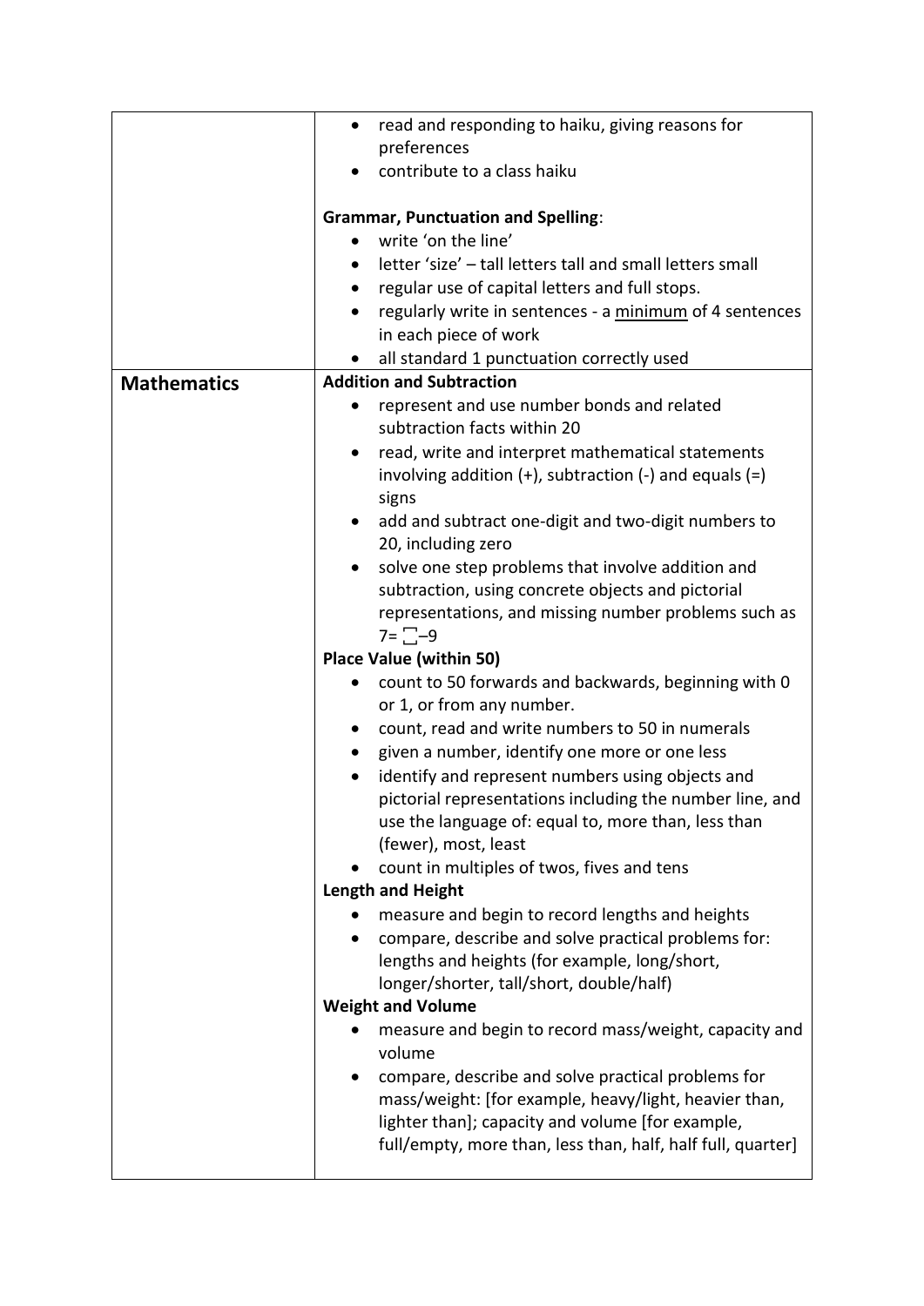| | |
|---|---|
| | • read and responding to haiku, giving reasons for preferences<br>• contribute to a class haiku<br><br>**Grammar, Punctuation and Spelling**:<br>• write 'on the line'<br>• letter 'size' – tall letters tall and small letters small<br>• regular use of capital letters and full stops.<br>• regularly write in sentences - a <u>minimum</u> of 4 sentences in each piece of work<br>• all standard 1 punctuation correctly used |
| **Mathematics** | **Addition and Subtraction**<br>• represent and use number bonds and related subtraction facts within 20<br>• read, write and interpret mathematical statements involving addition (+), subtraction (-) and equals (=) signs<br>• add and subtract one-digit and two-digit numbers to 20, including zero<br>• solve one step problems that involve addition and subtraction, using concrete objects and pictorial representations, and missing number problems such as $7 = \square - 9$<br>**Place Value (within 50)**<br>• count to 50 forwards and backwards, beginning with 0 or 1, or from any number.<br>• count, read and write numbers to 50 in numerals<br>• given a number, identify one more or one less<br>• identify and represent numbers using objects and pictorial representations including the number line, and use the language of: equal to, more than, less than (fewer), most, least<br>• count in multiples of twos, fives and tens<br>**Length and Height**<br>• measure and begin to record lengths and heights<br>• compare, describe and solve practical problems for: lengths and heights (for example, long/short, longer/shorter, tall/short, double/half)<br>**Weight and Volume**<br>• measure and begin to record mass/weight, capacity and volume<br>• compare, describe and solve practical problems for mass/weight: [for example, heavy/light, heavier than, lighter than]; capacity and volume [for example, full/empty, more than, less than, half, half full, quarter] |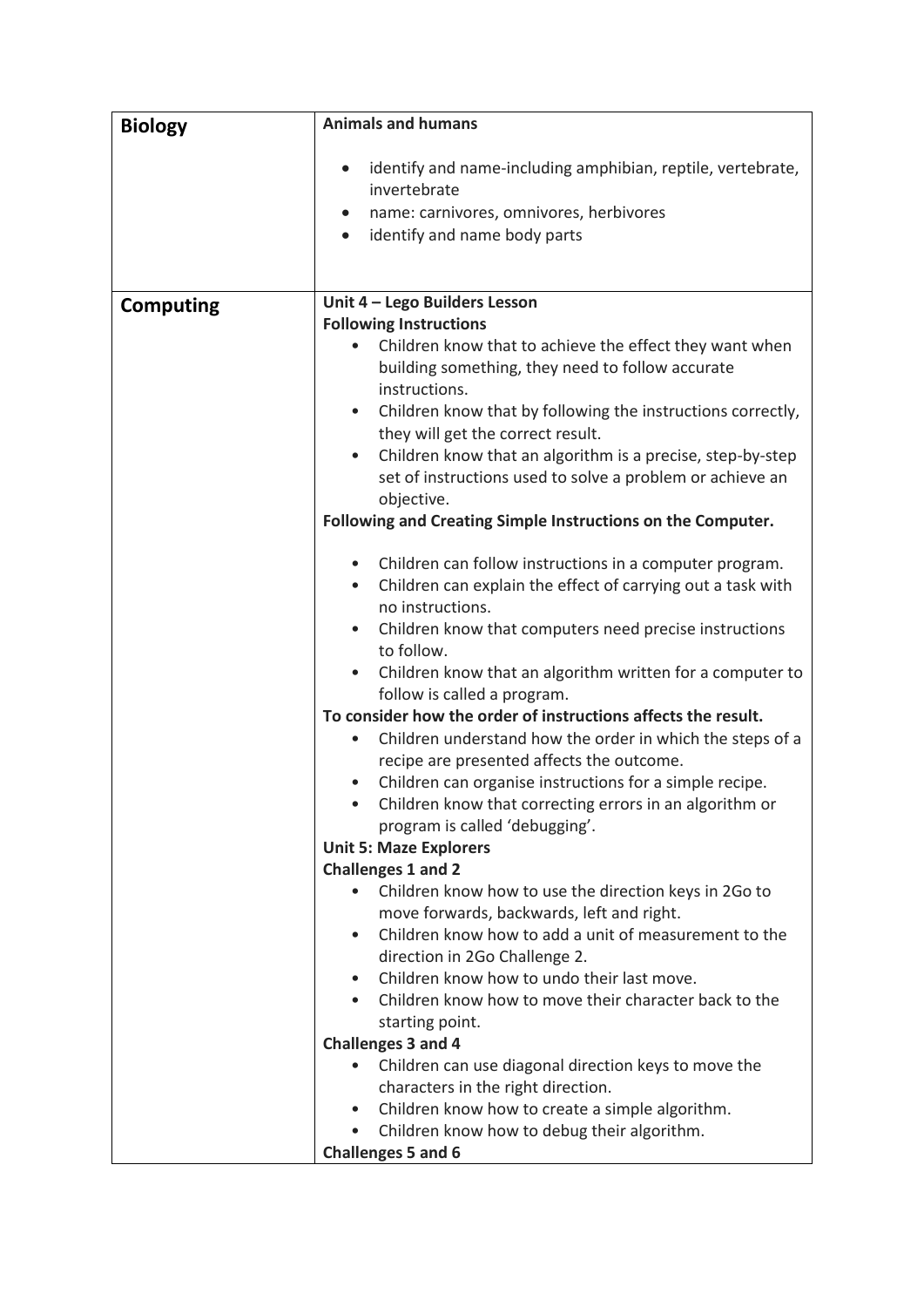| Biology | **Animals and humans**<br><br>• identify and name-including amphibian, reptile, vertebrate, invertebrate<br>• name: carnivores, omnivores, herbivores<br>• identify and name body parts |
|---|---|
| **Computing** | **Unit 4 – Lego Builders Lesson**<br>**Following Instructions**<br>• Children know that to achieve the effect they want when building something, they need to follow accurate instructions.<br>• Children know that by following the instructions correctly, they will get the correct result.<br>• Children know that an algorithm is a precise, step-by-step set of instructions used to solve a problem or achieve an objective.<br>**Following and Creating Simple Instructions on the Computer.**<br><br>• Children can follow instructions in a computer program.<br>• Children can explain the effect of carrying out a task with no instructions.<br>• Children know that computers need precise instructions to follow.<br>• Children know that an algorithm written for a computer to follow is called a program.<br>**To consider how the order of instructions affects the result.**<br>• Children understand how the order in which the steps of a recipe are presented affects the outcome.<br>• Children can organise instructions for a simple recipe.<br>• Children know that correcting errors in an algorithm or program is called 'debugging'.<br>**Unit 5: Maze Explorers**<br>**Challenges 1 and 2**<br>• Children know how to use the direction keys in 2Go to move forwards, backwards, left and right.<br>• Children know how to add a unit of measurement to the direction in 2Go Challenge 2.<br>• Children know how to undo their last move.<br>• Children know how to move their character back to the starting point.<br>**Challenges 3 and 4**<br>• Children can use diagonal direction keys to move the characters in the right direction.<br>• Children know how to create a simple algorithm.<br>• Children know how to debug their algorithm.<br>**Challenges 5 and 6** |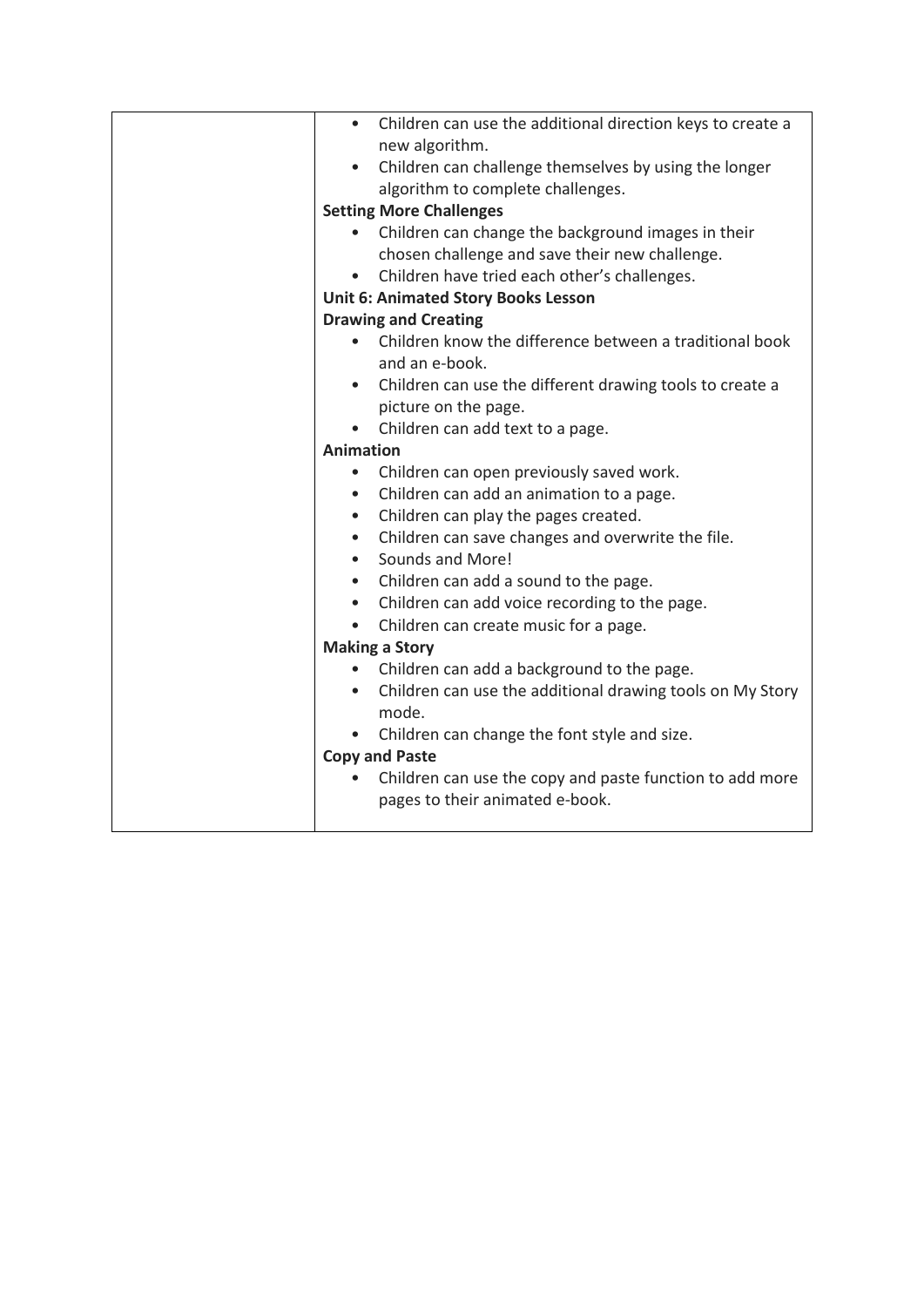| | |
|---|---|
| | • Children can use the additional direction keys to create a new algorithm.<br>• Children can challenge themselves by using the longer algorithm to complete challenges.<br>**Setting More Challenges**<br>• Children can change the background images in their chosen challenge and save their new challenge.<br>• Children have tried each other's challenges.<br>**Unit 6: Animated Story Books Lesson**<br>**Drawing and Creating**<br>• Children know the difference between a traditional book and an e-book.<br>• Children can use the different drawing tools to create a picture on the page.<br>• Children can add text to a page.<br>**Animation**<br>• Children can open previously saved work.<br>• Children can add an animation to a page.<br>• Children can play the pages created.<br>• Children can save changes and overwrite the file.<br>• Sounds and More!<br>• Children can add a sound to the page.<br>• Children can add voice recording to the page.<br>• Children can create music for a page.<br>**Making a Story**<br>• Children can add a background to the page.<br>• Children can use the additional drawing tools on My Story mode.<br>• Children can change the font style and size.<br>**Copy and Paste**<br>• Children can use the copy and paste function to add more pages to their animated e-book. |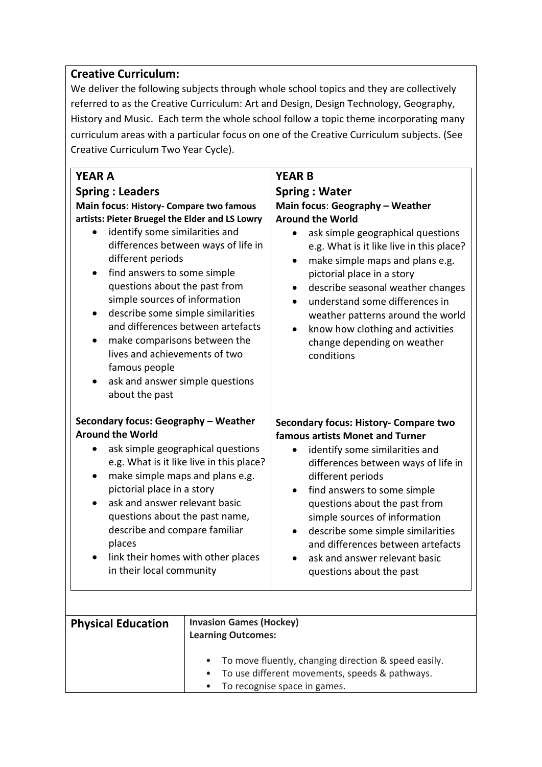**Creative Curriculum:**

We deliver the following subjects through whole school topics and they are collectively referred to as the Creative Curriculum: Art and Design, Design Technology, Geography, History and Music. Each term the whole school follow a topic theme incorporating many curriculum areas with a particular focus on one of the Creative Curriculum subjects. (See Creative Curriculum Two Year Cycle).

| YEAR A | YEAR B |
|---|---|
| **Spring : Leaders**<br>**Main focus: History- Compare two famous artists: Pieter Bruegel the Elder and LS Lowry**<br>• identify some similarities and differences between ways of life in different periods<br>• find answers to some simple questions about the past from simple sources of information<br>• describe some simple similarities and differences between artefacts<br>• make comparisons between the lives and achievements of two famous people<br>• ask and answer simple questions about the past | **Spring : Water**<br>**Main focus: Geography – Weather Around the World**<br>• ask simple geographical questions e.g. What is it like live in this place?<br>• make simple maps and plans e.g. pictorial place in a story<br>• describe seasonal weather changes<br>• understand some differences in weather patterns around the world<br>• know how clothing and activities change depending on weather conditions |
| **Secondary focus: Geography – Weather Around the World**<br>• ask simple geographical questions e.g. What is it like live in this place?<br>• make simple maps and plans e.g. pictorial place in a story<br>• ask and answer relevant basic questions about the past name, describe and compare familiar places<br>• link their homes with other places in their local community | **Secondary focus: History- Compare two famous artists Monet and Turner**<br>• identify some similarities and differences between ways of life in different periods<br>• find answers to some simple questions about the past from simple sources of information<br>• describe some simple similarities and differences between artefacts<br>• ask and answer relevant basic questions about the past |

| **Physical Education** | **Invasion Games (Hockey)**<br>**Learning Outcomes:**<br>• To move fluently, changing direction & speed easily.<br>• To use different movements, speeds & pathways.<br>• To recognise space in games. |
|---|---|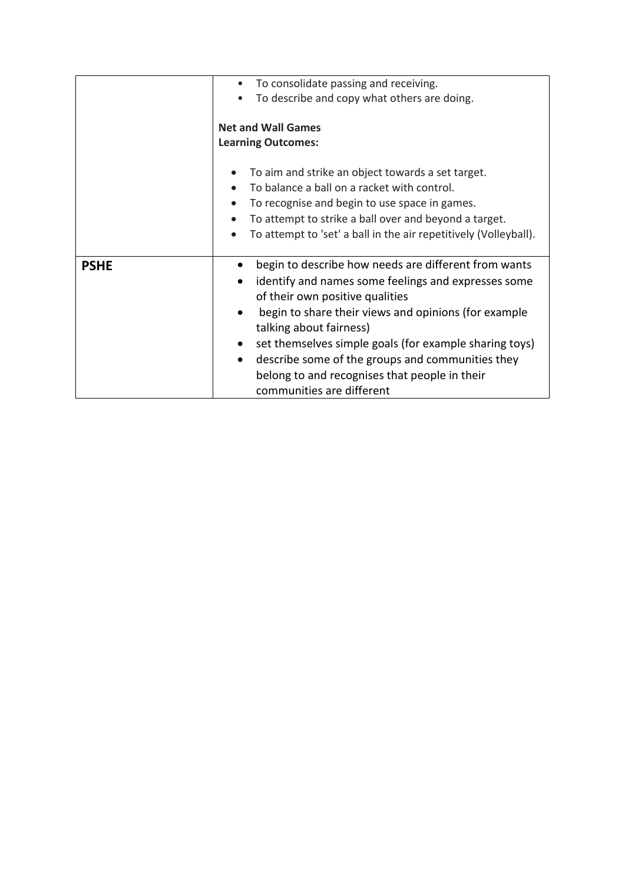| | |
|---|---|
| | • To consolidate passing and receiving.<br>• To describe and copy what others are doing.<br><br>**Net and Wall Games**<br>**Learning Outcomes:**<br><br>• To aim and strike an object towards a set target.<br>• To balance a ball on a racket with control.<br>• To recognise and begin to use space in games.<br>• To attempt to strike a ball over and beyond a target.<br>• To attempt to 'set' a ball in the air repetitively (Volleyball). |
| **PSHE** | • begin to describe how needs are different from wants<br>• identify and names some feelings and expresses some of their own positive qualities<br>• begin to share their views and opinions (for example talking about fairness)<br>• set themselves simple goals (for example sharing toys)<br>• describe some of the groups and communities they belong to and recognises that people in their communities are different |